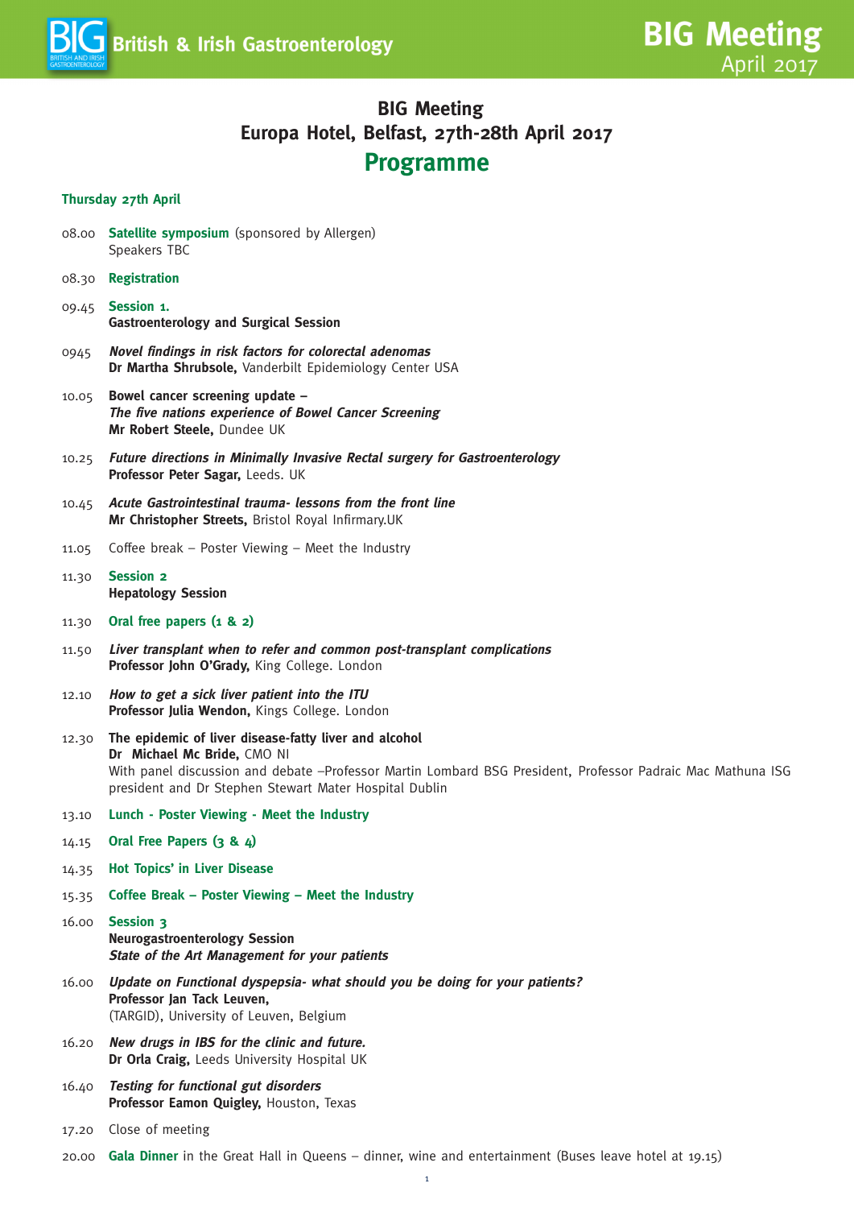# BIG Meeting
## Europa Hotel, Belfast, 27th-28th April 2017
## Programme

### Thursday 27th April

08.00 **Satellite symposium** (sponsored by Allergen)
Speakers TBC

08.30 **Registration**

09.45 **Session 1.**
**Gastroenterology and Surgical Session**

0945 ***Novel findings in risk factors for colorectal adenomas***
**Dr Martha Shrubsole,** Vanderbilt Epidemiology Center USA

10.05 **Bowel cancer screening update –**
***The five nations experience of Bowel Cancer Screening***
**Mr Robert Steele,** Dundee UK

10.25 ***Future directions in Minimally Invasive Rectal surgery for Gastroenterology***
**Professor Peter Sagar,** Leeds. UK

10.45 ***Acute Gastrointestinal trauma- lessons from the front line***
**Mr Christopher Streets,** Bristol Royal Infirmary.UK

11.05 Coffee break – Poster Viewing – Meet the Industry

11.30 **Session 2**
**Hepatology Session**

11.30 **Oral free papers (1 & 2)**

11.50 ***Liver transplant when to refer and common post-transplant complications***
**Professor John O'Grady,** King College. London

12.10 ***How to get a sick liver patient into the ITU***
**Professor Julia Wendon,** Kings College. London

12.30 **The epidemic of liver disease-fatty liver and alcohol**
**Dr Michael Mc Bride,** CMO NI
With panel discussion and debate –Professor Martin Lombard BSG President, Professor Padraic Mac Mathuna ISG president and Dr Stephen Stewart Mater Hospital Dublin

13.10 **Lunch - Poster Viewing - Meet the Industry**

14.15 **Oral Free Papers (3 & 4)**

14.35 **Hot Topics' in Liver Disease**

15.35 **Coffee Break – Poster Viewing – Meet the Industry**

16.00 **Session 3**
**Neurogastroenterology Session**
***State of the Art Management for your patients***

16.00 ***Update on Functional dyspepsia- what should you be doing for your patients?***
**Professor Jan Tack Leuven,**
(TARGID), University of Leuven, Belgium

16.20 ***New drugs in IBS for the clinic and future.***
**Dr Orla Craig,** Leeds University Hospital UK

16.40 ***Testing for functional gut disorders***
**Professor Eamon Quigley,** Houston, Texas

17.20 Close of meeting

20.00 **Gala Dinner** in the Great Hall in Queens – dinner, wine and entertainment (Buses leave hotel at 19.15)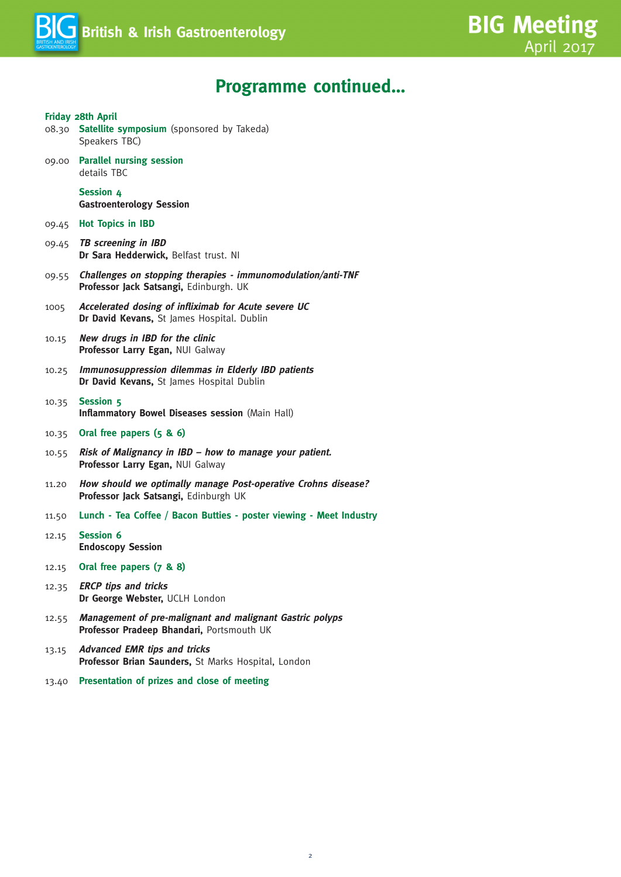## Programme continued...

**Friday 28th April**

08.30 **Satellite symposium** (sponsored by Takeda)
Speakers TBC)

09.00 **Parallel nursing session**
details TBC

**Session 4**
**Gastroenterology Session**

09.45 **Hot Topics in IBD**

09.45 ***TB screening in IBD***
**Dr Sara Hedderwick,** Belfast trust. NI

09.55 ***Challenges on stopping therapies - immunomodulation/anti-TNF***
**Professor Jack Satsangi,** Edinburgh. UK

1005 ***Accelerated dosing of infliximab for Acute severe UC***
**Dr David Kevans,** St James Hospital. Dublin

10.15 ***New drugs in IBD for the clinic***
**Professor Larry Egan,** NUI Galway

10.25 ***Immunosuppression dilemmas in Elderly IBD patients***
**Dr David Kevans,** St James Hospital Dublin

10.35 **Session 5**
**Inflammatory Bowel Diseases session** (Main Hall)

10.35 **Oral free papers (5 & 6)**

10.55 ***Risk of Malignancy in IBD – how to manage your patient.***
**Professor Larry Egan,** NUI Galway

11.20 ***How should we optimally manage Post-operative Crohns disease?***
**Professor Jack Satsangi,** Edinburgh UK

11.50 **Lunch - Tea Coffee / Bacon Butties - poster viewing - Meet Industry**

12.15 **Session 6**
**Endoscopy Session**

12.15 **Oral free papers (7 & 8)**

12.35 ***ERCP tips and tricks***
**Dr George Webster,** UCLH London

12.55 ***Management of pre-malignant and malignant Gastric polyps***
**Professor Pradeep Bhandari,** Portsmouth UK

13.15 ***Advanced EMR tips and tricks***
**Professor Brian Saunders,** St Marks Hospital, London

13.40 **Presentation of prizes and close of meeting**